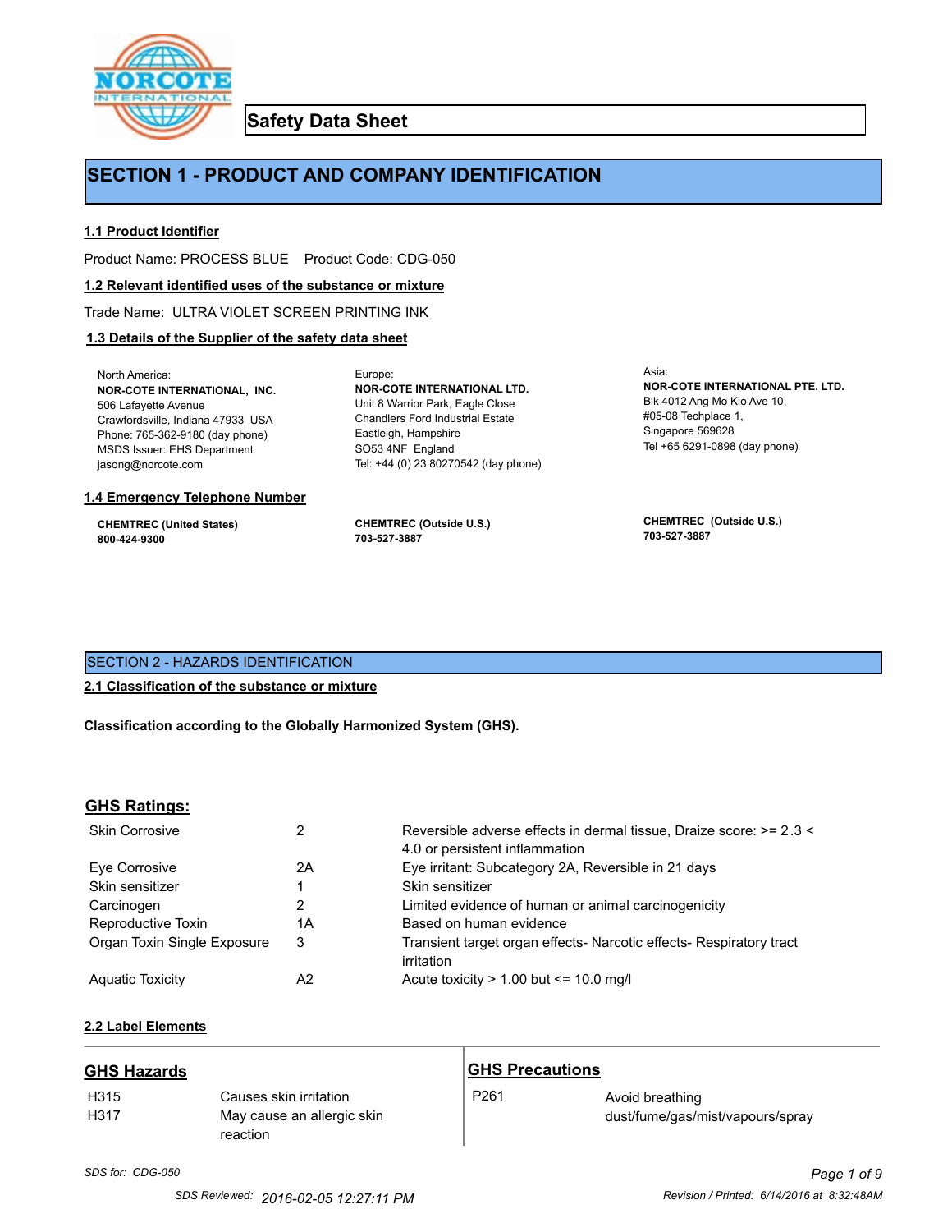# Safety Data Sheet

# SECTION 1 - PRODUCT AND COMPANY IDENTIFICATION

### 1.1 Product Identifier

Product Name: PROCESS BLUE    Product Code: CDG-050

### 1.2 Relevant identified uses of the substance or mixture

Trade Name: ULTRA VIOLET SCREEN PRINTING INK

### 1.3 Details of the Supplier of the safety data sheet

North America:
**NOR-COTE INTERNATIONAL, INC.**
506 Lafayette Avenue
Crawfordsville, Indiana 47933 USA
Phone: 765-362-9180 (day phone)
MSDS Issuer: EHS Department
jasong@norcote.com

Europe:
**NOR-COTE INTERNATIONAL LTD.**
Unit 8 Warrior Park, Eagle Close
Chandlers Ford Industrial Estate
Eastleigh, Hampshire
SO53 4NF England
Tel: +44 (0) 23 80270542 (day phone)

Asia:
**NOR-COTE INTERNATIONAL PTE. LTD.**
Blk 4012 Ang Mo Kio Ave 10,
#05-08 Techplace 1,
Singapore 569628
Tel +65 6291-0898 (day phone)

### 1.4 Emergency Telephone Number

**CHEMTREC (United States)**
**800-424-9300**

**CHEMTREC (Outside U.S.)**
**703-527-3887**

**CHEMTREC (Outside U.S.)**
**703-527-3887**

## SECTION 2 - HAZARDS IDENTIFICATION

### 2.1 Classification of the substance or mixture

**Classification according to the Globally Harmonized System (GHS).**

### GHS Ratings:

| | | |
|---|---|---|
| Skin Corrosive | 2 | Reversible adverse effects in dermal tissue, Draize score: >= 2.3 < 4.0 or persistent inflammation |
| Eye Corrosive | 2A | Eye irritant: Subcategory 2A, Reversible in 21 days |
| Skin sensitizer | 1 | Skin sensitizer |
| Carcinogen | 2 | Limited evidence of human or animal carcinogenicity |
| Reproductive Toxin | 1A | Based on human evidence |
| Organ Toxin Single Exposure | 3 | Transient target organ effects- Narcotic effects- Respiratory tract irritation |
| Aquatic Toxicity | A2 | Acute toxicity > 1.00 but <= 10.0 mg/l |

### 2.2 Label Elements

### GHS Hazards

| | |
|---|---|
| H315 | Causes skin irritation |
| H317 | May cause an allergic skin reaction |

### GHS Precautions

| | |
|---|---|
| P261 | Avoid breathing dust/fume/gas/mist/vapours/spray |

*SDS for: CDG-050*

SDS Reviewed: 2016-02-05 12:27:11 PM    Revision / Printed: 6/14/2016 at 8:32:48AM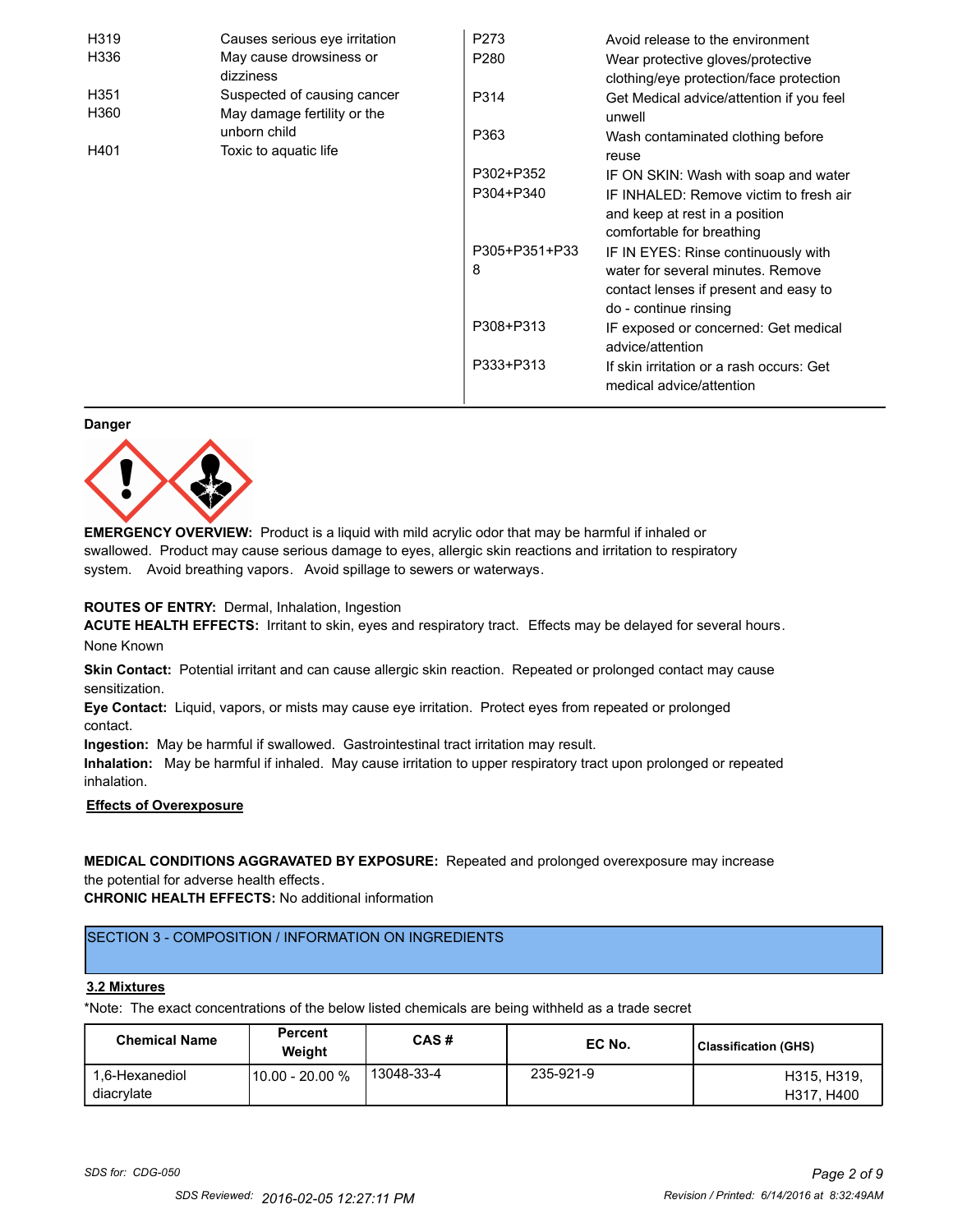| | | | |
|---|---|---|---|
| H319 | Causes serious eye irritation | P273 | Avoid release to the environment |
| H336 | May cause drowsiness or dizziness | P280 | Wear protective gloves/protective clothing/eye protection/face protection |
| H351 | Suspected of causing cancer | P314 | Get Medical advice/attention if you feel unwell |
| H360 | May damage fertility or the unborn child | P363 | Wash contaminated clothing before reuse |
| H401 | Toxic to aquatic life | P302+P352 | IF ON SKIN: Wash with soap and water |
| | | P304+P340 | IF INHALED: Remove victim to fresh air and keep at rest in a position comfortable for breathing |
| | | P305+P351+P338 | IF IN EYES: Rinse continuously with water for several minutes. Remove contact lenses if present and easy to do - continue rinsing |
| | | P308+P313 | IF exposed or concerned: Get medical advice/attention |
| | | P333+P313 | If skin irritation or a rash occurs: Get medical advice/attention |

**Danger**

**EMERGENCY OVERVIEW:** Product is a liquid with mild acrylic odor that may be harmful if inhaled or swallowed. Product may cause serious damage to eyes, allergic skin reactions and irritation to respiratory system. Avoid breathing vapors. Avoid spillage to sewers or waterways.

**ROUTES OF ENTRY:** Dermal, Inhalation, Ingestion

**ACUTE HEALTH EFFECTS:** Irritant to skin, eyes and respiratory tract. Effects may be delayed for several hours.

None Known

**Skin Contact:** Potential irritant and can cause allergic skin reaction. Repeated or prolonged contact may cause sensitization.

**Eye Contact:** Liquid, vapors, or mists may cause eye irritation. Protect eyes from repeated or prolonged contact.

**Ingestion:** May be harmful if swallowed. Gastrointestinal tract irritation may result.

**Inhalation:** May be harmful if inhaled. May cause irritation to upper respiratory tract upon prolonged or repeated inhalation.

**Effects of Overexposure**

**MEDICAL CONDITIONS AGGRAVATED BY EXPOSURE:** Repeated and prolonged overexposure may increase the potential for adverse health effects.

**CHRONIC HEALTH EFFECTS:** No additional information

## SECTION 3 - COMPOSITION / INFORMATION ON INGREDIENTS

**3.2 Mixtures**

*Note: The exact concentrations of the below listed chemicals are being withheld as a trade secret

| Chemical Name | Percent Weight | CAS # | EC No. | Classification (GHS) |
|---|---|---|---|---|
| 1,6-Hexanediol diacrylate | 10.00 - 20.00 % | 13048-33-4 | 235-921-9 | H315, H319, H317, H400 |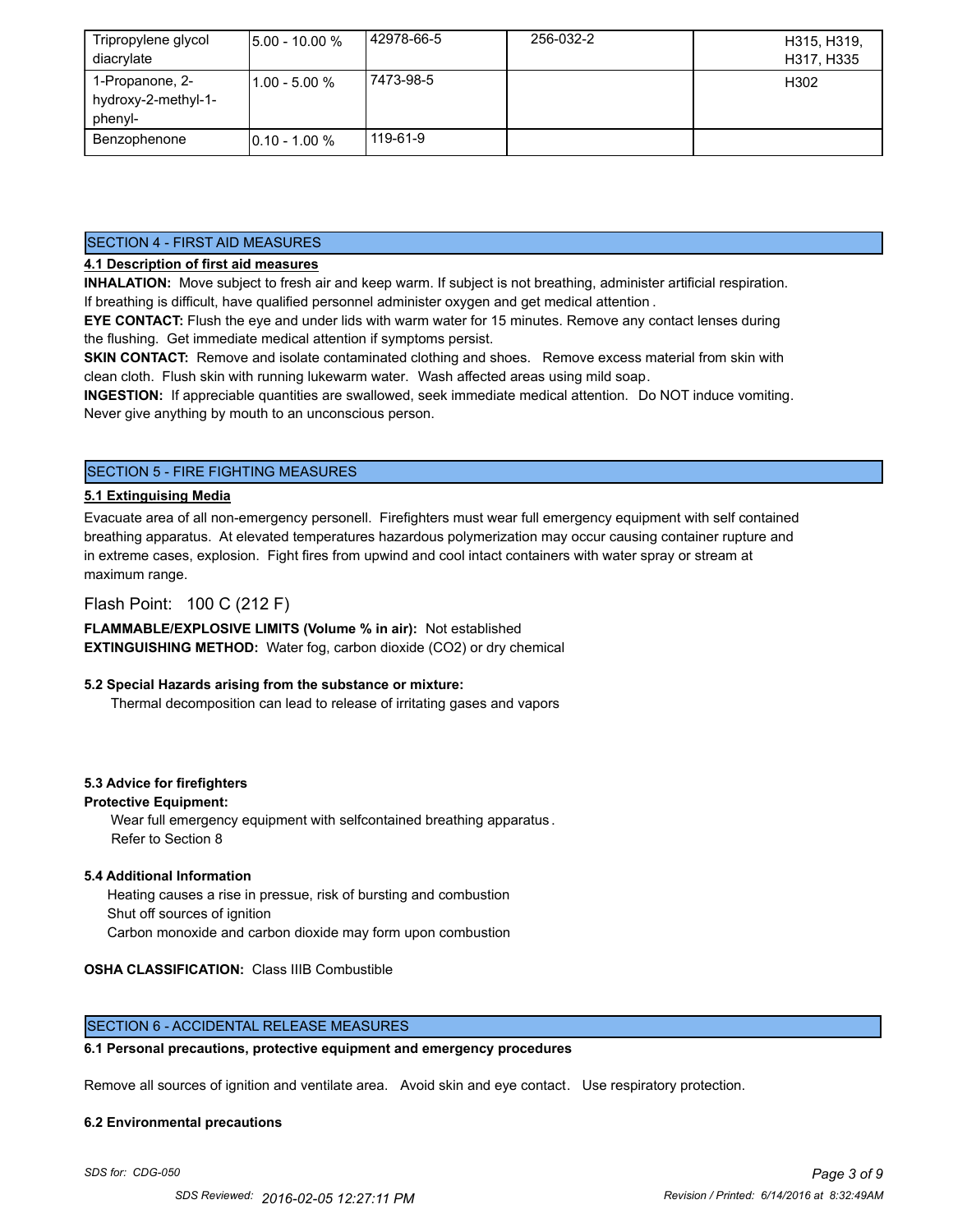| Tripropylene glycol diacrylate | 5.00 - 10.00 % | 42978-66-5 | 256-032-2 | H315, H319, H317, H335 |
|---|---|---|---|---|
| 1-Propanone, 2-hydroxy-2-methyl-1-phenyl- | 1.00 - 5.00 % | 7473-98-5 | | H302 |
| Benzophenone | 0.10 - 1.00 % | 119-61-9 | | |

## SECTION 4 - FIRST AID MEASURES

**4.1 Description of first aid measures**

**INHALATION:** Move subject to fresh air and keep warm. If subject is not breathing, administer artificial respiration. If breathing is difficult, have qualified personnel administer oxygen and get medical attention.

**EYE CONTACT:** Flush the eye and under lids with warm water for 15 minutes. Remove any contact lenses during the flushing. Get immediate medical attention if symptoms persist.

**SKIN CONTACT:** Remove and isolate contaminated clothing and shoes. Remove excess material from skin with clean cloth. Flush skin with running lukewarm water. Wash affected areas using mild soap.

**INGESTION:** If appreciable quantities are swallowed, seek immediate medical attention. Do NOT induce vomiting. Never give anything by mouth to an unconscious person.

## SECTION 5 - FIRE FIGHTING MEASURES

**5.1 Extinguising Media**

Evacuate area of all non-emergency personell. Firefighters must wear full emergency equipment with self contained breathing apparatus. At elevated temperatures hazardous polymerization may occur causing container rupture and in extreme cases, explosion. Fight fires from upwind and cool intact containers with water spray or stream at maximum range.

Flash Point: 100 C (212 F)

**FLAMMABLE/EXPLOSIVE LIMITS (Volume % in air):** Not established

**EXTINGUISHING METHOD:** Water fog, carbon dioxide (CO2) or dry chemical

**5.2 Special Hazards arising from the substance or mixture:**

Thermal decomposition can lead to release of irritating gases and vapors

**5.3 Advice for firefighters**

**Protective Equipment:**

Wear full emergency equipment with selfcontained breathing apparatus.
Refer to Section 8

**5.4 Additional Information**

Heating causes a rise in pressue, risk of bursting and combustion
Shut off sources of ignition
Carbon monoxide and carbon dioxide may form upon combustion

**OSHA CLASSIFICATION:** Class IIIB Combustible

## SECTION 6 - ACCIDENTAL RELEASE MEASURES

**6.1 Personal precautions, protective equipment and emergency procedures**

Remove all sources of ignition and ventilate area. Avoid skin and eye contact. Use respiratory protection.

**6.2 Environmental precautions**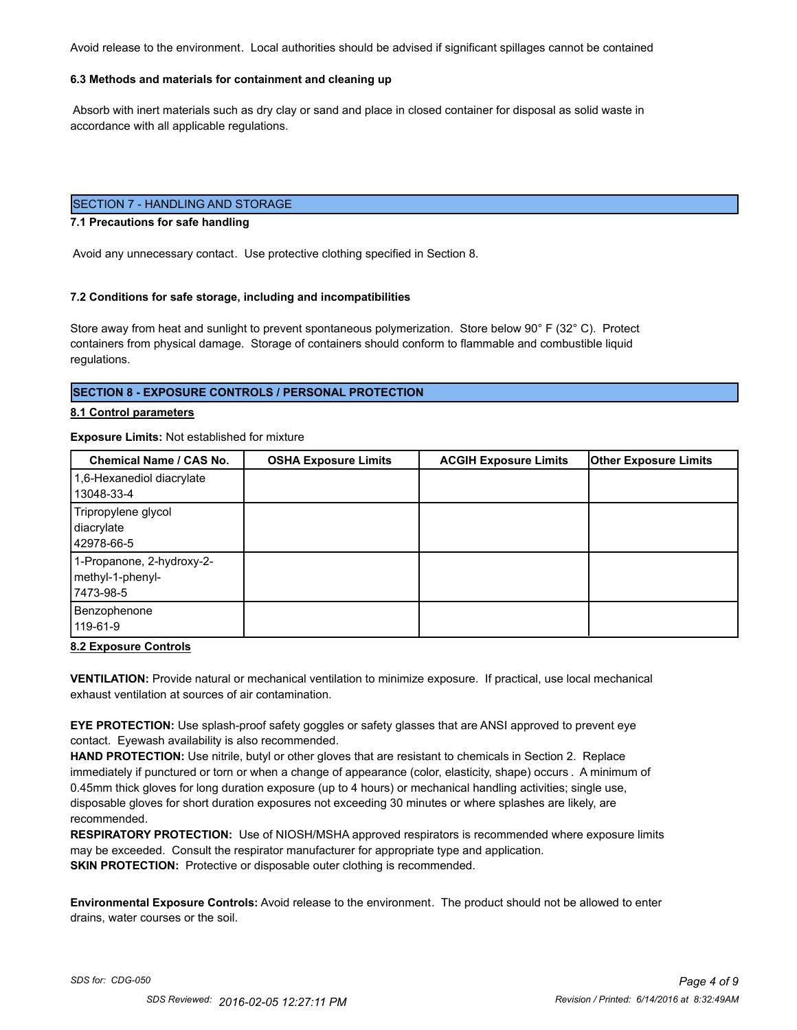Avoid release to the environment. Local authorities should be advised if significant spillages cannot be contained

**6.3 Methods and materials for containment and cleaning up**

Absorb with inert materials such as dry clay or sand and place in closed container for disposal as solid waste in accordance with all applicable regulations.

## SECTION 7 - HANDLING AND STORAGE

**7.1 Precautions for safe handling**

Avoid any unnecessary contact. Use protective clothing specified in Section 8.

**7.2 Conditions for safe storage, including and incompatibilities**

Store away from heat and sunlight to prevent spontaneous polymerization. Store below 90° F (32° C). Protect containers from physical damage. Storage of containers should conform to flammable and combustible liquid regulations.

## SECTION 8 - EXPOSURE CONTROLS / PERSONAL PROTECTION

**8.1 Control parameters**

**Exposure Limits:** Not established for mixture

| Chemical Name / CAS No. | OSHA Exposure Limits | ACGIH Exposure Limits | Other Exposure Limits |
|---|---|---|---|
| 1,6-Hexanediol diacrylate 13048-33-4 | | | |
| Tripropylene glycol diacrylate 42978-66-5 | | | |
| 1-Propanone, 2-hydroxy-2-methyl-1-phenyl- 7473-98-5 | | | |
| Benzophenone 119-61-9 | | | |

**8.2 Exposure Controls**

**VENTILATION:** Provide natural or mechanical ventilation to minimize exposure. If practical, use local mechanical exhaust ventilation at sources of air contamination.

**EYE PROTECTION:** Use splash-proof safety goggles or safety glasses that are ANSI approved to prevent eye contact. Eyewash availability is also recommended.

**HAND PROTECTION:** Use nitrile, butyl or other gloves that are resistant to chemicals in Section 2. Replace immediately if punctured or torn or when a change of appearance (color, elasticity, shape) occurs . A minimum of 0.45mm thick gloves for long duration exposure (up to 4 hours) or mechanical handling activities; single use, disposable gloves for short duration exposures not exceeding 30 minutes or where splashes are likely, are recommended.

**RESPIRATORY PROTECTION:** Use of NIOSH/MSHA approved respirators is recommended where exposure limits may be exceeded. Consult the respirator manufacturer for appropriate type and application.

**SKIN PROTECTION:** Protective or disposable outer clothing is recommended.

**Environmental Exposure Controls:** Avoid release to the environment. The product should not be allowed to enter drains, water courses or the soil.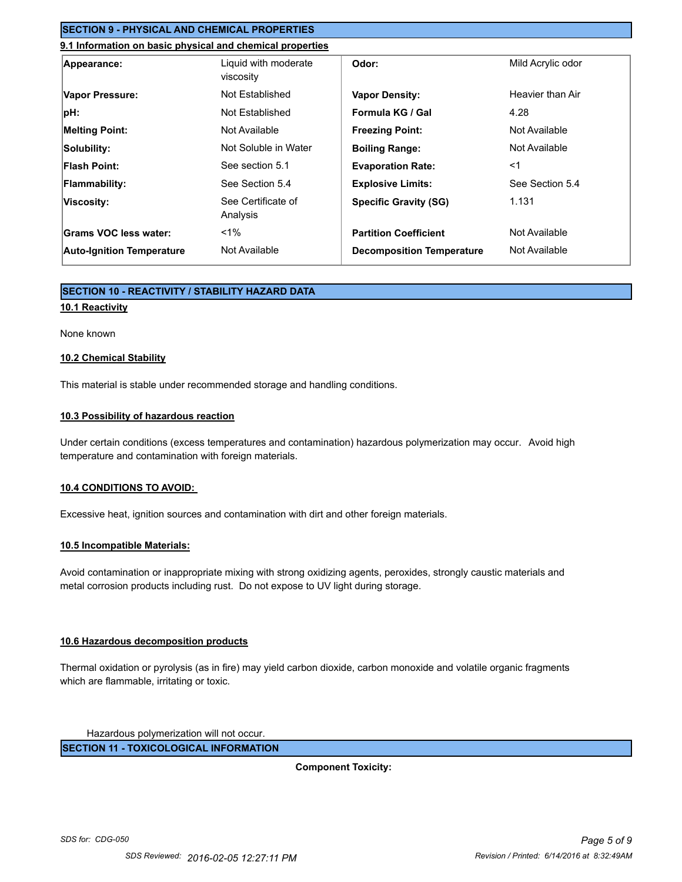## SECTION 9 - PHYSICAL AND CHEMICAL PROPERTIES

### 9.1 Information on basic physical and chemical properties

| | | | |
|---|---|---|---|
| **Appearance:** | Liquid with moderate viscosity | **Odor:** | Mild Acrylic odor |
| **Vapor Pressure:** | Not Established | **Vapor Density:** | Heavier than Air |
| **pH:** | Not Established | **Formula KG / Gal** | 4.28 |
| **Melting Point:** | Not Available | **Freezing Point:** | Not Available |
| **Solubility:** | Not Soluble in Water | **Boiling Range:** | Not Available |
| **Flash Point:** | See section 5.1 | **Evaporation Rate:** | <1 |
| **Flammability:** | See Section 5.4 | **Explosive Limits:** | See Section 5.4 |
| **Viscosity:** | See Certificate of Analysis | **Specific Gravity (SG)** | 1.131 |
| **Grams VOC less water:** | <1% | **Partition Coefficient** | Not Available |
| **Auto-Ignition Temperature** | Not Available | **Decomposition Temperature** | Not Available |

## SECTION 10 - REACTIVITY / STABILITY HAZARD DATA

### 10.1 Reactivity

None known

### 10.2 Chemical Stability

This material is stable under recommended storage and handling conditions.

### 10.3 Possibility of hazardous reaction

Under certain conditions (excess temperatures and contamination) hazardous polymerization may occur. Avoid high temperature and contamination with foreign materials.

### 10.4 CONDITIONS TO AVOID:

Excessive heat, ignition sources and contamination with dirt and other foreign materials.

### 10.5 Incompatible Materials:

Avoid contamination or inappropriate mixing with strong oxidizing agents, peroxides, strongly caustic materials and metal corrosion products including rust. Do not expose to UV light during storage.

### 10.6 Hazardous decomposition products

Thermal oxidation or pyrolysis (as in fire) may yield carbon dioxide, carbon monoxide and volatile organic fragments which are flammable, irritating or toxic.

Hazardous polymerization will not occur.

## SECTION 11 - TOXICOLOGICAL INFORMATION

**Component Toxicity:**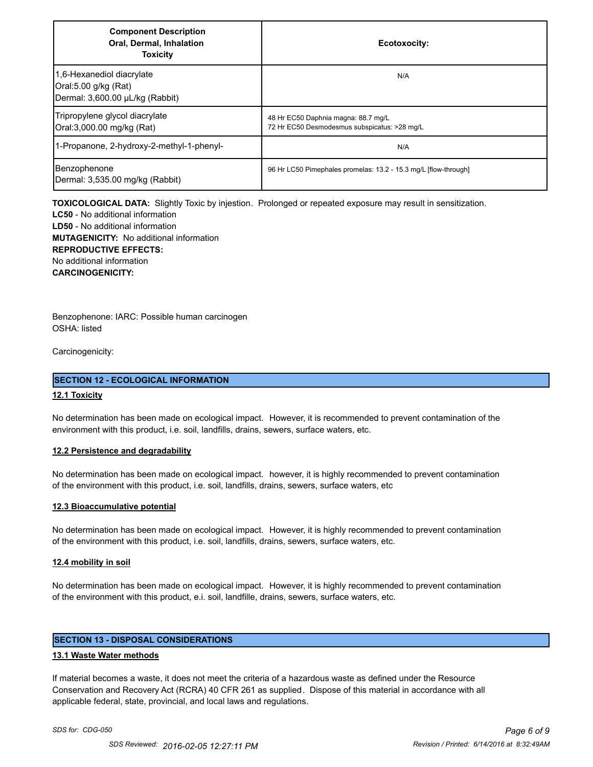| Component Description<br>Oral, Dermal, Inhalation<br>Toxicity | Ecotoxocity: |
| --- | --- |
| 1,6-Hexanediol diacrylate<br>Oral:5.00 g/kg (Rat)<br>Dermal: 3,600.00 µL/kg (Rabbit) | N/A |
| Tripropylene glycol diacrylate<br>Oral:3,000.00 mg/kg (Rat) | 48 Hr EC50 Daphnia magna: 88.7 mg/L<br>72 Hr EC50 Desmodesmus subspicatus: >28 mg/L |
| 1-Propanone, 2-hydroxy-2-methyl-1-phenyl- | N/A |
| Benzophenone<br>Dermal: 3,535.00 mg/kg (Rabbit) | 96 Hr LC50 Pimephales promelas: 13.2 - 15.3 mg/L [flow-through] |

**TOXICOLOGICAL DATA:** Slightly Toxic by injestion. Prolonged or repeated exposure may result in sensitization.
**LC50** - No additional information
**LD50** - No additional information
**MUTAGENICITY:** No additional information
**REPRODUCTIVE EFFECTS:**
No additional information
**CARCINOGENICITY:**

Benzophenone: IARC: Possible human carcinogen
OSHA: listed

Carcinogenicity:

## SECTION 12 - ECOLOGICAL INFORMATION

### 12.1 Toxicity

No determination has been made on ecological impact. However, it is recommended to prevent contamination of the environment with this product, i.e. soil, landfills, drains, sewers, surface waters, etc.

### 12.2 Persistence and degradability

No determination has been made on ecological impact. however, it is highly recommended to prevent contamination of the environment with this product, i.e. soil, landfills, drains, sewers, surface waters, etc

### 12.3 Bioaccumulative potential

No determination has been made on ecological impact. However, it is highly recommended to prevent contamination of the environment with this product, i.e. soil, landfills, drains, sewers, surface waters, etc.

### 12.4 mobility in soil

No determination has been made on ecological impact. However, it is highly recommended to prevent contamination of the environment with this product, e.i. soil, landfille, drains, sewers, surface waters, etc.

## SECTION 13 - DISPOSAL CONSIDERATIONS

### 13.1 Waste Water methods

If material becomes a waste, it does not meet the criteria of a hazardous waste as defined under the Resource Conservation and Recovery Act (RCRA) 40 CFR 261 as supplied. Dispose of this material in accordance with all applicable federal, state, provincial, and local laws and regulations.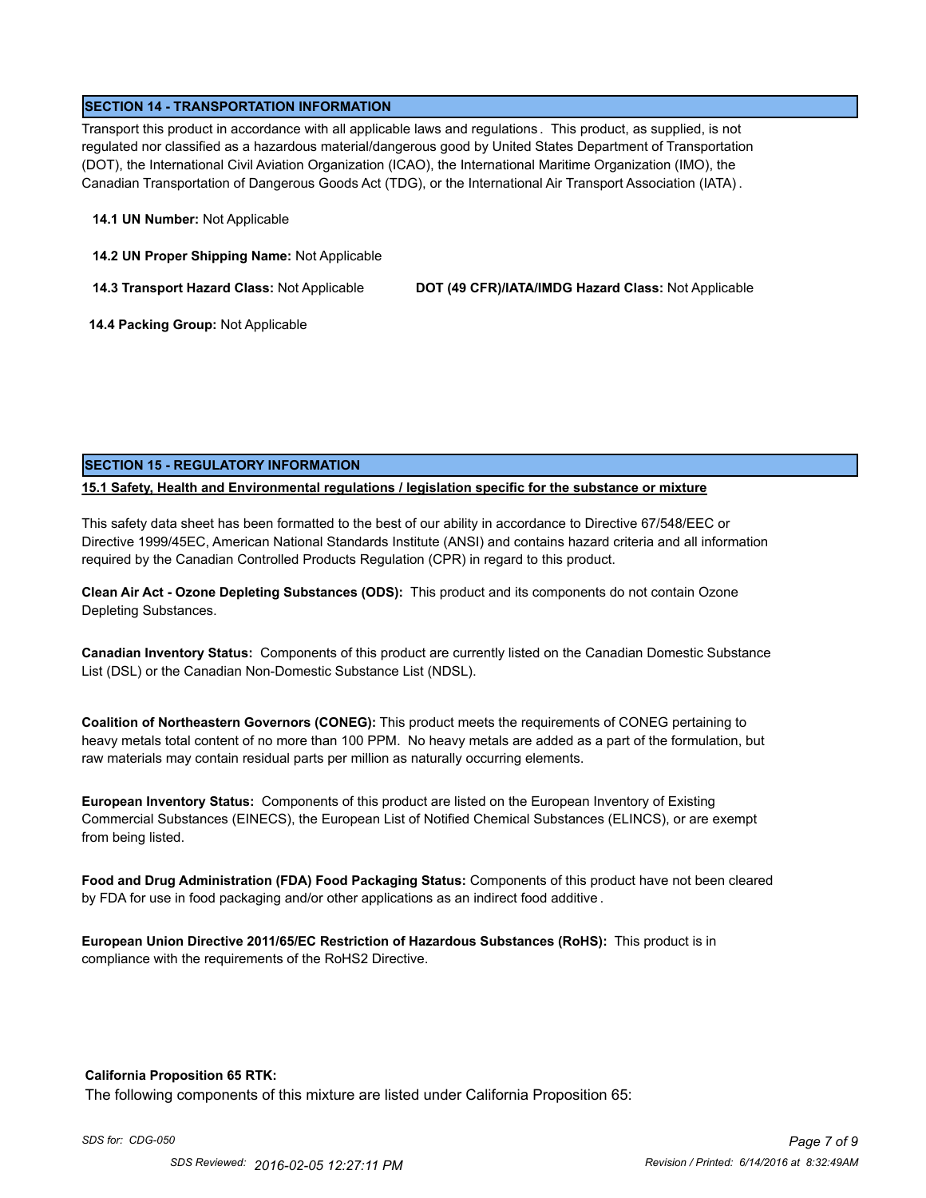## SECTION 14 - TRANSPORTATION INFORMATION

Transport this product in accordance with all applicable laws and regulations. This product, as supplied, is not regulated nor classified as a hazardous material/dangerous good by United States Department of Transportation (DOT), the International Civil Aviation Organization (ICAO), the International Maritime Organization (IMO), the Canadian Transportation of Dangerous Goods Act (TDG), or the International Air Transport Association (IATA).

**14.1 UN Number:** Not Applicable

**14.2 UN Proper Shipping Name:** Not Applicable

**14.3 Transport Hazard Class:** Not Applicable

**DOT (49 CFR)/IATA/IMDG Hazard Class:** Not Applicable

**14.4 Packing Group:** Not Applicable

## SECTION 15 - REGULATORY INFORMATION

**15.1 Safety, Health and Environmental regulations / legislation specific for the substance or mixture**

This safety data sheet has been formatted to the best of our ability in accordance to Directive 67/548/EEC or Directive 1999/45EC, American National Standards Institute (ANSI) and contains hazard criteria and all information required by the Canadian Controlled Products Regulation (CPR) in regard to this product.

**Clean Air Act - Ozone Depleting Substances (ODS):** This product and its components do not contain Ozone Depleting Substances.

**Canadian Inventory Status:** Components of this product are currently listed on the Canadian Domestic Substance List (DSL) or the Canadian Non-Domestic Substance List (NDSL).

**Coalition of Northeastern Governors (CONEG):** This product meets the requirements of CONEG pertaining to heavy metals total content of no more than 100 PPM. No heavy metals are added as a part of the formulation, but raw materials may contain residual parts per million as naturally occurring elements.

**European Inventory Status:** Components of this product are listed on the European Inventory of Existing Commercial Substances (EINECS), the European List of Notified Chemical Substances (ELINCS), or are exempt from being listed.

**Food and Drug Administration (FDA) Food Packaging Status:** Components of this product have not been cleared by FDA for use in food packaging and/or other applications as an indirect food additive.

**European Union Directive 2011/65/EC Restriction of Hazardous Substances (RoHS):** This product is in compliance with the requirements of the RoHS2 Directive.

**California Proposition 65 RTK:**

The following components of this mixture are listed under California Proposition 65: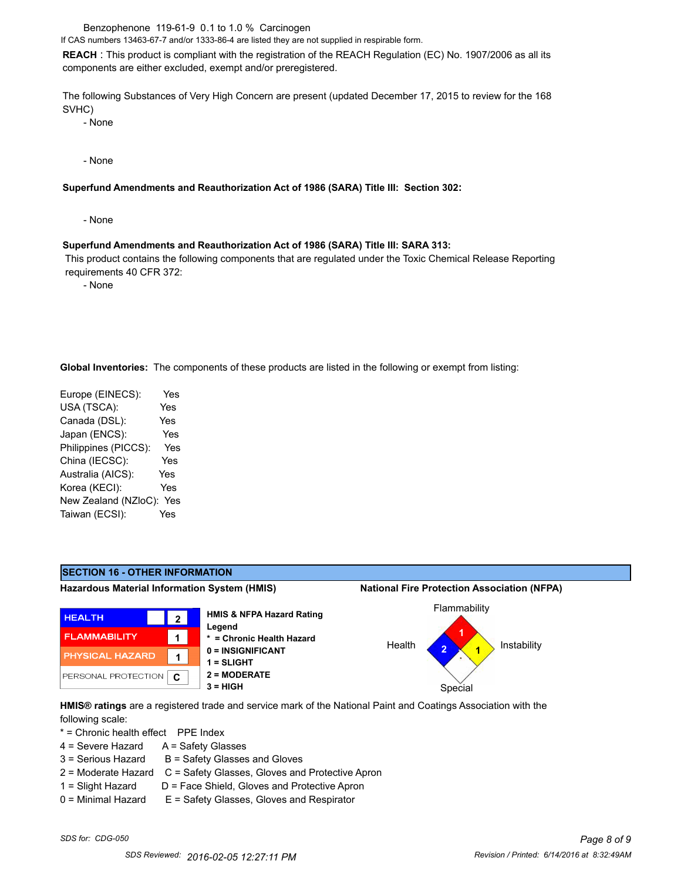Benzophenone 119-61-9 0.1 to 1.0 % Carcinogen

If CAS numbers 13463-67-7 and/or 1333-86-4 are listed they are not supplied in respirable form.

**REACH** : This product is compliant with the registration of the REACH Regulation (EC) No. 1907/2006 as all its components are either excluded, exempt and/or preregistered.

The following Substances of Very High Concern are present (updated December 17, 2015 to review for the 168 SVHC)

- None

- None

**Superfund Amendments and Reauthorization Act of 1986 (SARA) Title III: Section 302:**

- None

**Superfund Amendments and Reauthorization Act of 1986 (SARA) Title III: SARA 313:**

This product contains the following components that are regulated under the Toxic Chemical Release Reporting requirements 40 CFR 372:

- None

**Global Inventories:** The components of these products are listed in the following or exempt from listing:

| Inventory | Listed |
|---|---|
| Europe (EINECS): | Yes |
| USA (TSCA): | Yes |
| Canada (DSL): | Yes |
| Japan (ENCS): | Yes |
| Philippines (PICCS): | Yes |
| China (IECSC): | Yes |
| Australia (AICS): | Yes |
| Korea (KECI): | Yes |
| New Zealand (NZIoC): | Yes |
| Taiwan (ECSI): | Yes |

## SECTION 16 - OTHER INFORMATION

**Hazardous Material Information System (HMIS)**

| HMIS | Rating |
|---|---|
| HEALTH | 2 |
| FLAMMABILITY | 1 |
| PHYSICAL HAZARD | 1 |
| PERSONAL PROTECTION | C |

**HMIS & NFPA Hazard Rating Legend**

- **\* = Chronic Health Hazard**
- **0 = INSIGNIFICANT**
- **1 = SLIGHT**
- **2 = MODERATE**
- **3 = HIGH**

**National Fire Protection Association (NFPA)**

| Category | Rating |
|---|---|
| Flammability | 1 |
| Health | 2 |
| Instability | 1 |
| Special | |

**HMIS® ratings** are a registered trade and service mark of the National Paint and Coatings Association with the following scale:

| * = Chronic health effect | PPE Index |
|---|---|
| 4 = Severe Hazard | A = Safety Glasses |
| 3 = Serious Hazard | B = Safety Glasses and Gloves |
| 2 = Moderate Hazard | C = Safety Glasses, Gloves and Protective Apron |
| 1 = Slight Hazard | D = Face Shield, Gloves and Protective Apron |
| 0 = Minimal Hazard | E = Safety Glasses, Gloves and Respirator |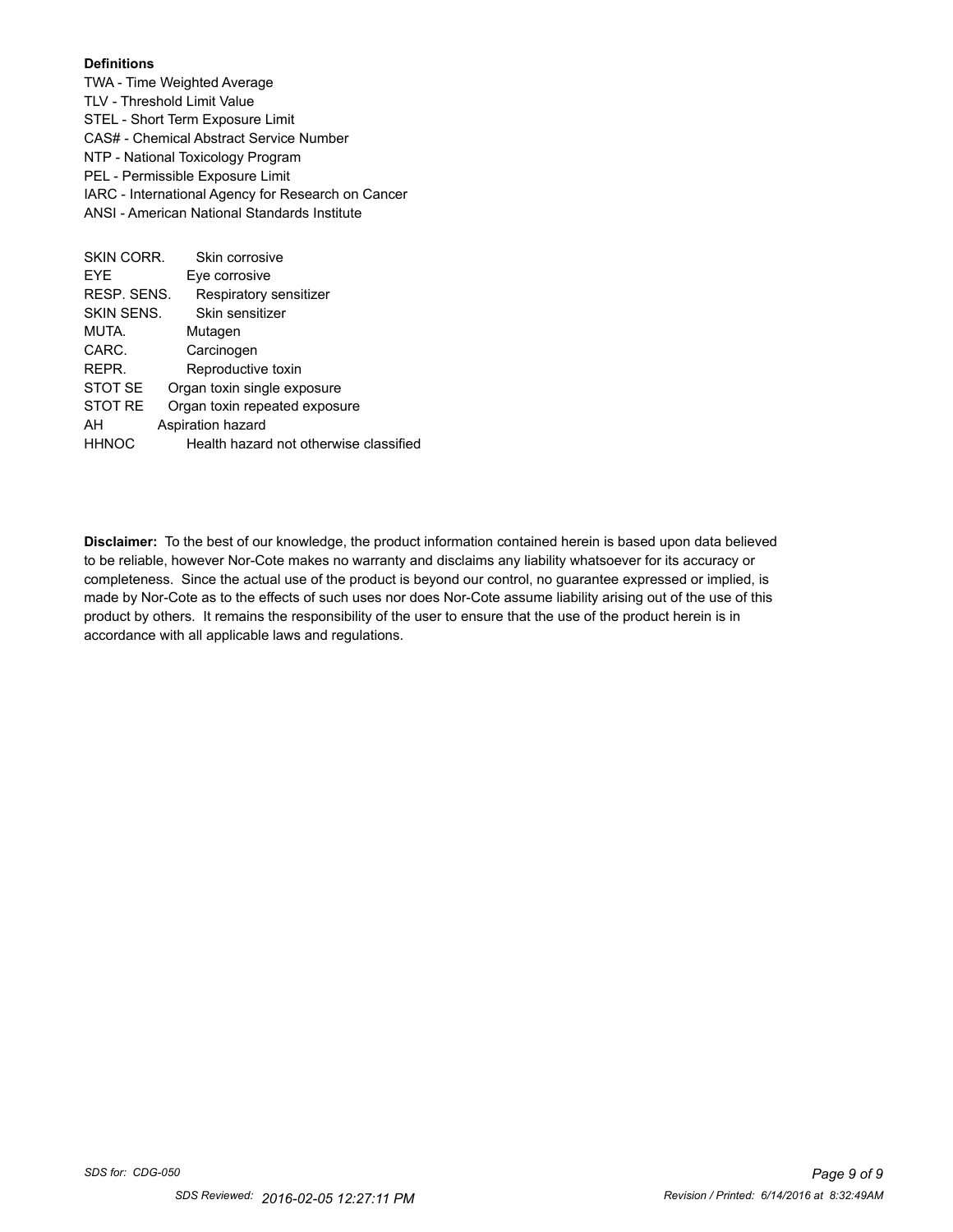**Definitions**

TWA - Time Weighted Average
TLV - Threshold Limit Value
STEL - Short Term Exposure Limit
CAS# - Chemical Abstract Service Number
NTP - National Toxicology Program
PEL - Permissible Exposure Limit
IARC - International Agency for Research on Cancer
ANSI - American National Standards Institute

| | |
|---|---|
| SKIN CORR. | Skin corrosive |
| EYE | Eye corrosive |
| RESP. SENS. | Respiratory sensitizer |
| SKIN SENS. | Skin sensitizer |
| MUTA. | Mutagen |
| CARC. | Carcinogen |
| REPR. | Reproductive toxin |
| STOT SE | Organ toxin single exposure |
| STOT RE | Organ toxin repeated exposure |
| AH | Aspiration hazard |
| HHNOC | Health hazard not otherwise classified |

**Disclaimer:** To the best of our knowledge, the product information contained herein is based upon data believed to be reliable, however Nor-Cote makes no warranty and disclaims any liability whatsoever for its accuracy or completeness. Since the actual use of the product is beyond our control, no guarantee expressed or implied, is made by Nor-Cote as to the effects of such uses nor does Nor-Cote assume liability arising out of the use of this product by others. It remains the responsibility of the user to ensure that the use of the product herein is in accordance with all applicable laws and regulations.